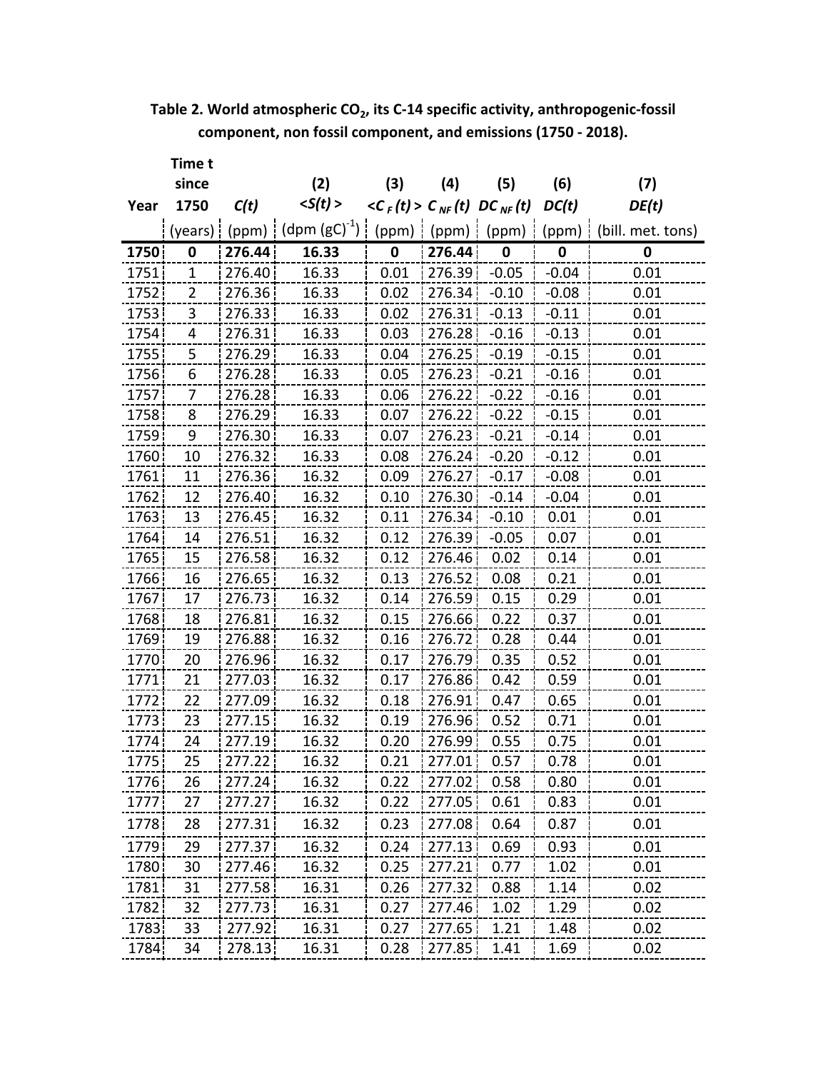**Table 2. World atmospheric $CO_2$, its C-14 specific activity, anthropogenic-fossil component, non fossil component, and emissions (1750 - 2018).**

| Year | Time t since 1750 | $C(t)$ | (2) $\langle S(t) \rangle$ | (3) $\langle C_F(t) \rangle$ | (4) $C_{NF}(t)$ | (5) $DC_{NF}(t)$ | (6) $DC(t)$ | (7) $DE(t)$ |
|---|---|---|---|---|---|---|---|---|
| | (years) | (ppm) | (dpm $(gC)^{-1}$) | (ppm) | (ppm) | (ppm) | (ppm) | (bill. met. tons) |
| **1750** | **0** | **276.44** | **16.33** | **0** | **276.44** | **0** | **0** | **0** |
| 1751 | 1 | 276.40 | 16.33 | 0.01 | 276.39 | -0.05 | -0.04 | 0.01 |
| 1752 | 2 | 276.36 | 16.33 | 0.02 | 276.34 | -0.10 | -0.08 | 0.01 |
| 1753 | 3 | 276.33 | 16.33 | 0.02 | 276.31 | -0.13 | -0.11 | 0.01 |
| 1754 | 4 | 276.31 | 16.33 | 0.03 | 276.28 | -0.16 | -0.13 | 0.01 |
| 1755 | 5 | 276.29 | 16.33 | 0.04 | 276.25 | -0.19 | -0.15 | 0.01 |
| 1756 | 6 | 276.28 | 16.33 | 0.05 | 276.23 | -0.21 | -0.16 | 0.01 |
| 1757 | 7 | 276.28 | 16.33 | 0.06 | 276.22 | -0.22 | -0.16 | 0.01 |
| 1758 | 8 | 276.29 | 16.33 | 0.07 | 276.22 | -0.22 | -0.15 | 0.01 |
| 1759 | 9 | 276.30 | 16.33 | 0.07 | 276.23 | -0.21 | -0.14 | 0.01 |
| 1760 | 10 | 276.32 | 16.33 | 0.08 | 276.24 | -0.20 | -0.12 | 0.01 |
| 1761 | 11 | 276.36 | 16.32 | 0.09 | 276.27 | -0.17 | -0.08 | 0.01 |
| 1762 | 12 | 276.40 | 16.32 | 0.10 | 276.30 | -0.14 | -0.04 | 0.01 |
| 1763 | 13 | 276.45 | 16.32 | 0.11 | 276.34 | -0.10 | 0.01 | 0.01 |
| 1764 | 14 | 276.51 | 16.32 | 0.12 | 276.39 | -0.05 | 0.07 | 0.01 |
| 1765 | 15 | 276.58 | 16.32 | 0.12 | 276.46 | 0.02 | 0.14 | 0.01 |
| 1766 | 16 | 276.65 | 16.32 | 0.13 | 276.52 | 0.08 | 0.21 | 0.01 |
| 1767 | 17 | 276.73 | 16.32 | 0.14 | 276.59 | 0.15 | 0.29 | 0.01 |
| 1768 | 18 | 276.81 | 16.32 | 0.15 | 276.66 | 0.22 | 0.37 | 0.01 |
| 1769 | 19 | 276.88 | 16.32 | 0.16 | 276.72 | 0.28 | 0.44 | 0.01 |
| 1770 | 20 | 276.96 | 16.32 | 0.17 | 276.79 | 0.35 | 0.52 | 0.01 |
| 1771 | 21 | 277.03 | 16.32 | 0.17 | 276.86 | 0.42 | 0.59 | 0.01 |
| 1772 | 22 | 277.09 | 16.32 | 0.18 | 276.91 | 0.47 | 0.65 | 0.01 |
| 1773 | 23 | 277.15 | 16.32 | 0.19 | 276.96 | 0.52 | 0.71 | 0.01 |
| 1774 | 24 | 277.19 | 16.32 | 0.20 | 276.99 | 0.55 | 0.75 | 0.01 |
| 1775 | 25 | 277.22 | 16.32 | 0.21 | 277.01 | 0.57 | 0.78 | 0.01 |
| 1776 | 26 | 277.24 | 16.32 | 0.22 | 277.02 | 0.58 | 0.80 | 0.01 |
| 1777 | 27 | 277.27 | 16.32 | 0.22 | 277.05 | 0.61 | 0.83 | 0.01 |
| 1778 | 28 | 277.31 | 16.32 | 0.23 | 277.08 | 0.64 | 0.87 | 0.01 |
| 1779 | 29 | 277.37 | 16.32 | 0.24 | 277.13 | 0.69 | 0.93 | 0.01 |
| 1780 | 30 | 277.46 | 16.32 | 0.25 | 277.21 | 0.77 | 1.02 | 0.01 |
| 1781 | 31 | 277.58 | 16.31 | 0.26 | 277.32 | 0.88 | 1.14 | 0.02 |
| 1782 | 32 | 277.73 | 16.31 | 0.27 | 277.46 | 1.02 | 1.29 | 0.02 |
| 1783 | 33 | 277.92 | 16.31 | 0.27 | 277.65 | 1.21 | 1.48 | 0.02 |
| 1784 | 34 | 278.13 | 16.31 | 0.28 | 277.85 | 1.41 | 1.69 | 0.02 |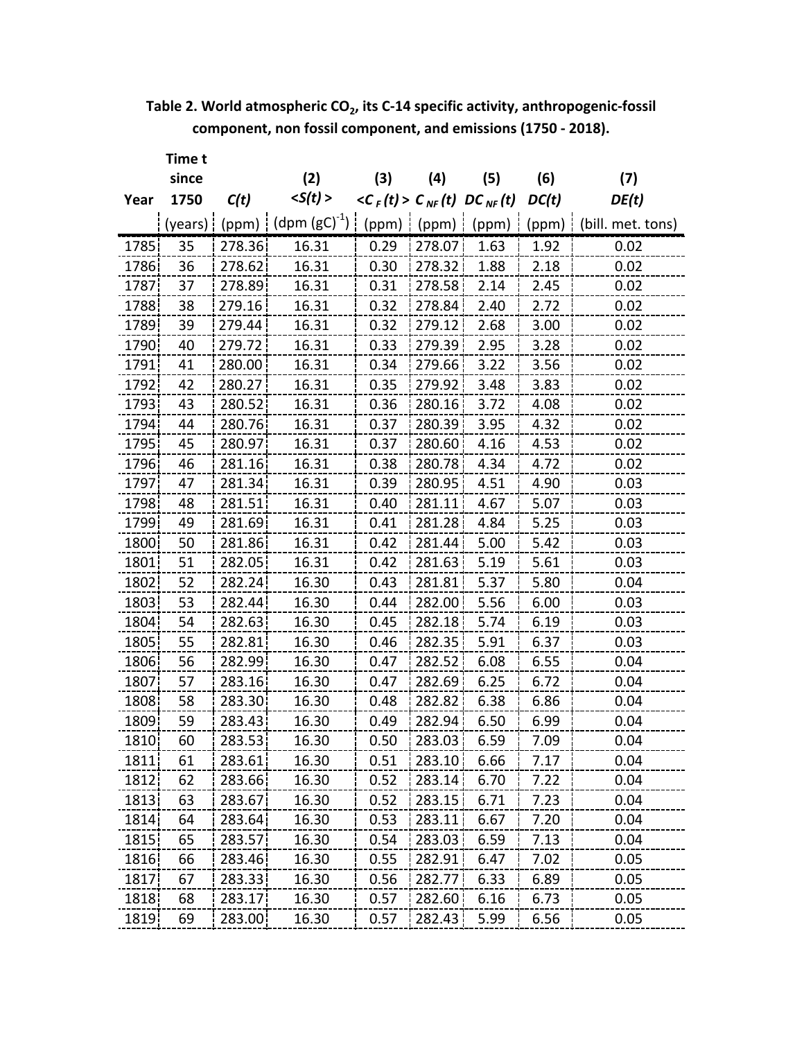**Table 2. World atmospheric $CO_2$, its C-14 specific activity, anthropogenic-fossil component, non fossil component, and emissions (1750 - 2018).**

| Year | Time t since 1750 | $C(t)$ | (2) $<S(t)>$ | (3) $<C_F(t)>$ | (4) $C_{NF}(t)$ | (5) $DC_{NF}(t)$ | (6) $DC(t)$ | (7) $DE(t)$ |
|---|---|---|---|---|---|---|---|---|
| | (years) | (ppm) | (dpm (gC)$^{-1}$) | (ppm) | (ppm) | (ppm) | (ppm) | (bill. met. tons) |
| 1785 | 35 | 278.36 | 16.31 | 0.29 | 278.07 | 1.63 | 1.92 | 0.02 |
| 1786 | 36 | 278.62 | 16.31 | 0.30 | 278.32 | 1.88 | 2.18 | 0.02 |
| 1787 | 37 | 278.89 | 16.31 | 0.31 | 278.58 | 2.14 | 2.45 | 0.02 |
| 1788 | 38 | 279.16 | 16.31 | 0.32 | 278.84 | 2.40 | 2.72 | 0.02 |
| 1789 | 39 | 279.44 | 16.31 | 0.32 | 279.12 | 2.68 | 3.00 | 0.02 |
| 1790 | 40 | 279.72 | 16.31 | 0.33 | 279.39 | 2.95 | 3.28 | 0.02 |
| 1791 | 41 | 280.00 | 16.31 | 0.34 | 279.66 | 3.22 | 3.56 | 0.02 |
| 1792 | 42 | 280.27 | 16.31 | 0.35 | 279.92 | 3.48 | 3.83 | 0.02 |
| 1793 | 43 | 280.52 | 16.31 | 0.36 | 280.16 | 3.72 | 4.08 | 0.02 |
| 1794 | 44 | 280.76 | 16.31 | 0.37 | 280.39 | 3.95 | 4.32 | 0.02 |
| 1795 | 45 | 280.97 | 16.31 | 0.37 | 280.60 | 4.16 | 4.53 | 0.02 |
| 1796 | 46 | 281.16 | 16.31 | 0.38 | 280.78 | 4.34 | 4.72 | 0.02 |
| 1797 | 47 | 281.34 | 16.31 | 0.39 | 280.95 | 4.51 | 4.90 | 0.03 |
| 1798 | 48 | 281.51 | 16.31 | 0.40 | 281.11 | 4.67 | 5.07 | 0.03 |
| 1799 | 49 | 281.69 | 16.31 | 0.41 | 281.28 | 4.84 | 5.25 | 0.03 |
| 1800 | 50 | 281.86 | 16.31 | 0.42 | 281.44 | 5.00 | 5.42 | 0.03 |
| 1801 | 51 | 282.05 | 16.31 | 0.42 | 281.63 | 5.19 | 5.61 | 0.03 |
| 1802 | 52 | 282.24 | 16.30 | 0.43 | 281.81 | 5.37 | 5.80 | 0.04 |
| 1803 | 53 | 282.44 | 16.30 | 0.44 | 282.00 | 5.56 | 6.00 | 0.03 |
| 1804 | 54 | 282.63 | 16.30 | 0.45 | 282.18 | 5.74 | 6.19 | 0.03 |
| 1805 | 55 | 282.81 | 16.30 | 0.46 | 282.35 | 5.91 | 6.37 | 0.03 |
| 1806 | 56 | 282.99 | 16.30 | 0.47 | 282.52 | 6.08 | 6.55 | 0.04 |
| 1807 | 57 | 283.16 | 16.30 | 0.47 | 282.69 | 6.25 | 6.72 | 0.04 |
| 1808 | 58 | 283.30 | 16.30 | 0.48 | 282.82 | 6.38 | 6.86 | 0.04 |
| 1809 | 59 | 283.43 | 16.30 | 0.49 | 282.94 | 6.50 | 6.99 | 0.04 |
| 1810 | 60 | 283.53 | 16.30 | 0.50 | 283.03 | 6.59 | 7.09 | 0.04 |
| 1811 | 61 | 283.61 | 16.30 | 0.51 | 283.10 | 6.66 | 7.17 | 0.04 |
| 1812 | 62 | 283.66 | 16.30 | 0.52 | 283.14 | 6.70 | 7.22 | 0.04 |
| 1813 | 63 | 283.67 | 16.30 | 0.52 | 283.15 | 6.71 | 7.23 | 0.04 |
| 1814 | 64 | 283.64 | 16.30 | 0.53 | 283.11 | 6.67 | 7.20 | 0.04 |
| 1815 | 65 | 283.57 | 16.30 | 0.54 | 283.03 | 6.59 | 7.13 | 0.04 |
| 1816 | 66 | 283.46 | 16.30 | 0.55 | 282.91 | 6.47 | 7.02 | 0.05 |
| 1817 | 67 | 283.33 | 16.30 | 0.56 | 282.77 | 6.33 | 6.89 | 0.05 |
| 1818 | 68 | 283.17 | 16.30 | 0.57 | 282.60 | 6.16 | 6.73 | 0.05 |
| 1819 | 69 | 283.00 | 16.30 | 0.57 | 282.43 | 5.99 | 6.56 | 0.05 |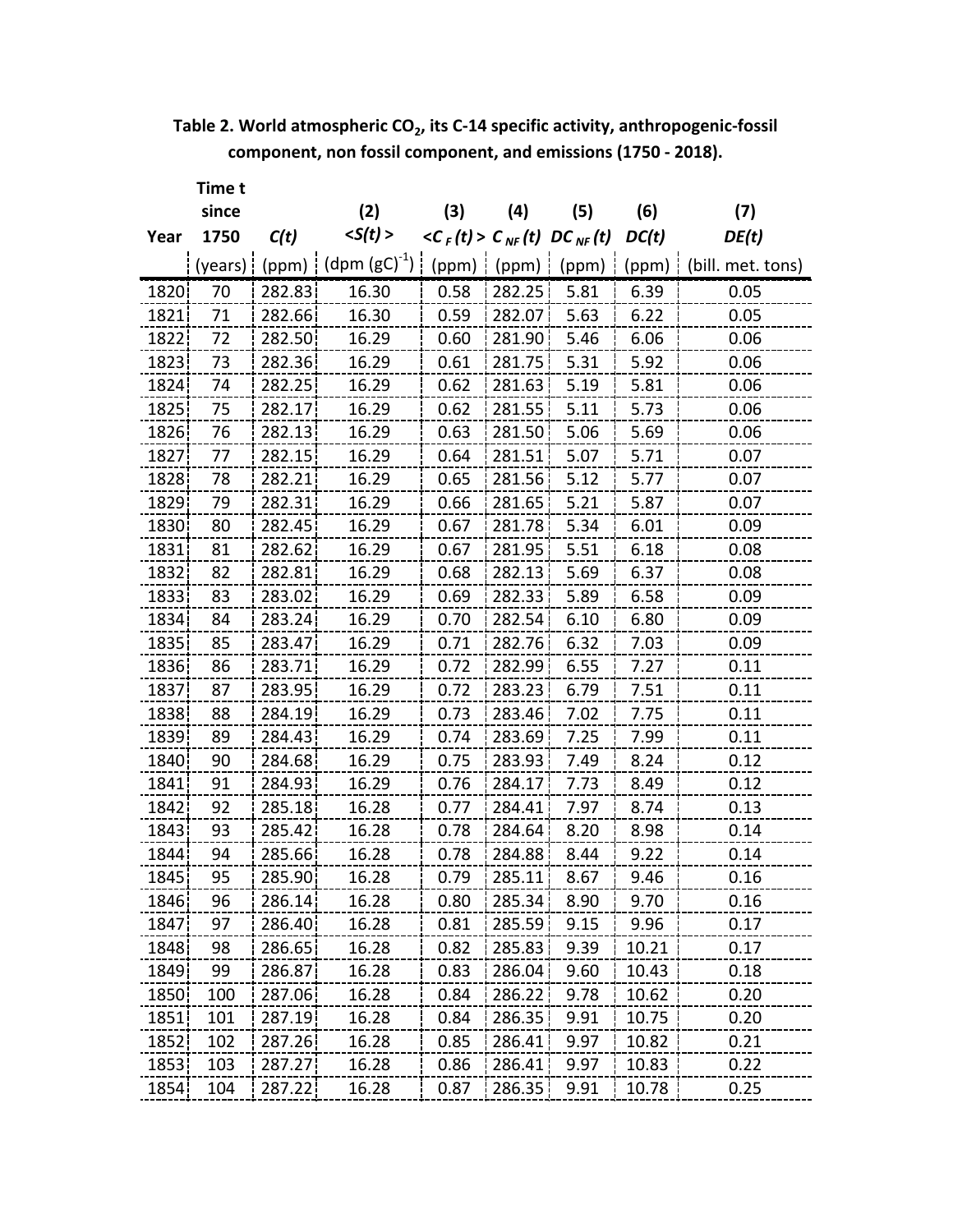**Table 2. World atmospheric $CO_2$, its C-14 specific activity, anthropogenic-fossil component, non fossil component, and emissions (1750 - 2018).**

| Year | Time t since 1750 | $C(t)$ | (2) $<S(t)>$ | (3) $<C_F(t)>$ | (4) $C_{NF}(t)$ | (5) $DC_{NF}(t)$ | (6) $DC(t)$ | (7) $DE(t)$ |
|---|---|---|---|---|---|---|---|---|
| | (years) | (ppm) | (dpm $(gC)^{-1}$) | (ppm) | (ppm) | (ppm) | (ppm) | (bill. met. tons) |
| 1820 | 70 | 282.83 | 16.30 | 0.58 | 282.25 | 5.81 | 6.39 | 0.05 |
| 1821 | 71 | 282.66 | 16.30 | 0.59 | 282.07 | 5.63 | 6.22 | 0.05 |
| 1822 | 72 | 282.50 | 16.29 | 0.60 | 281.90 | 5.46 | 6.06 | 0.06 |
| 1823 | 73 | 282.36 | 16.29 | 0.61 | 281.75 | 5.31 | 5.92 | 0.06 |
| 1824 | 74 | 282.25 | 16.29 | 0.62 | 281.63 | 5.19 | 5.81 | 0.06 |
| 1825 | 75 | 282.17 | 16.29 | 0.62 | 281.55 | 5.11 | 5.73 | 0.06 |
| 1826 | 76 | 282.13 | 16.29 | 0.63 | 281.50 | 5.06 | 5.69 | 0.06 |
| 1827 | 77 | 282.15 | 16.29 | 0.64 | 281.51 | 5.07 | 5.71 | 0.07 |
| 1828 | 78 | 282.21 | 16.29 | 0.65 | 281.56 | 5.12 | 5.77 | 0.07 |
| 1829 | 79 | 282.31 | 16.29 | 0.66 | 281.65 | 5.21 | 5.87 | 0.07 |
| 1830 | 80 | 282.45 | 16.29 | 0.67 | 281.78 | 5.34 | 6.01 | 0.09 |
| 1831 | 81 | 282.62 | 16.29 | 0.67 | 281.95 | 5.51 | 6.18 | 0.08 |
| 1832 | 82 | 282.81 | 16.29 | 0.68 | 282.13 | 5.69 | 6.37 | 0.08 |
| 1833 | 83 | 283.02 | 16.29 | 0.69 | 282.33 | 5.89 | 6.58 | 0.09 |
| 1834 | 84 | 283.24 | 16.29 | 0.70 | 282.54 | 6.10 | 6.80 | 0.09 |
| 1835 | 85 | 283.47 | 16.29 | 0.71 | 282.76 | 6.32 | 7.03 | 0.09 |
| 1836 | 86 | 283.71 | 16.29 | 0.72 | 282.99 | 6.55 | 7.27 | 0.11 |
| 1837 | 87 | 283.95 | 16.29 | 0.72 | 283.23 | 6.79 | 7.51 | 0.11 |
| 1838 | 88 | 284.19 | 16.29 | 0.73 | 283.46 | 7.02 | 7.75 | 0.11 |
| 1839 | 89 | 284.43 | 16.29 | 0.74 | 283.69 | 7.25 | 7.99 | 0.11 |
| 1840 | 90 | 284.68 | 16.29 | 0.75 | 283.93 | 7.49 | 8.24 | 0.12 |
| 1841 | 91 | 284.93 | 16.29 | 0.76 | 284.17 | 7.73 | 8.49 | 0.12 |
| 1842 | 92 | 285.18 | 16.28 | 0.77 | 284.41 | 7.97 | 8.74 | 0.13 |
| 1843 | 93 | 285.42 | 16.28 | 0.78 | 284.64 | 8.20 | 8.98 | 0.14 |
| 1844 | 94 | 285.66 | 16.28 | 0.78 | 284.88 | 8.44 | 9.22 | 0.14 |
| 1845 | 95 | 285.90 | 16.28 | 0.79 | 285.11 | 8.67 | 9.46 | 0.16 |
| 1846 | 96 | 286.14 | 16.28 | 0.80 | 285.34 | 8.90 | 9.70 | 0.16 |
| 1847 | 97 | 286.40 | 16.28 | 0.81 | 285.59 | 9.15 | 9.96 | 0.17 |
| 1848 | 98 | 286.65 | 16.28 | 0.82 | 285.83 | 9.39 | 10.21 | 0.17 |
| 1849 | 99 | 286.87 | 16.28 | 0.83 | 286.04 | 9.60 | 10.43 | 0.18 |
| 1850 | 100 | 287.06 | 16.28 | 0.84 | 286.22 | 9.78 | 10.62 | 0.20 |
| 1851 | 101 | 287.19 | 16.28 | 0.84 | 286.35 | 9.91 | 10.75 | 0.20 |
| 1852 | 102 | 287.26 | 16.28 | 0.85 | 286.41 | 9.97 | 10.82 | 0.21 |
| 1853 | 103 | 287.27 | 16.28 | 0.86 | 286.41 | 9.97 | 10.83 | 0.22 |
| 1854 | 104 | 287.22 | 16.28 | 0.87 | 286.35 | 9.91 | 10.78 | 0.25 |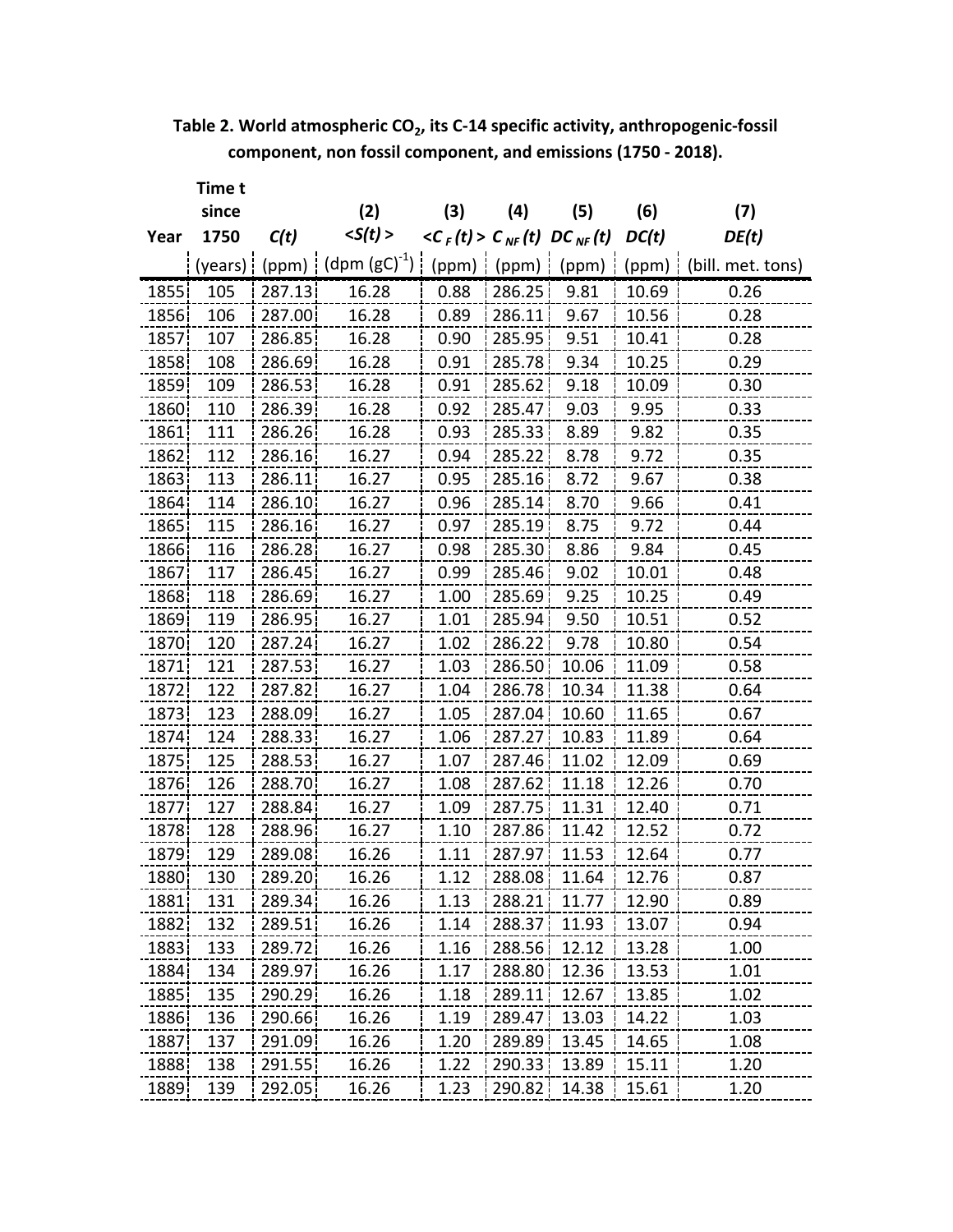**Table 2. World atmospheric $CO_2$, its C-14 specific activity, anthropogenic-fossil component, non fossil component, and emissions (1750 - 2018).**

| Year | Time t since 1750 | $C(t)$ | (2) $<S(t)>$ | (3) $<C_F(t)>$ | (4) $C_{NF}(t)$ | (5) $DC_{NF}(t)$ | (6) $DC(t)$ | (7) $DE(t)$ |
|---|---|---|---|---|---|---|---|---|
| | (years) | (ppm) | (dpm (gC)$^{-1}$) | (ppm) | (ppm) | (ppm) | (ppm) | (bill. met. tons) |
| 1855 | 105 | 287.13 | 16.28 | 0.88 | 286.25 | 9.81 | 10.69 | 0.26 |
| 1856 | 106 | 287.00 | 16.28 | 0.89 | 286.11 | 9.67 | 10.56 | 0.28 |
| 1857 | 107 | 286.85 | 16.28 | 0.90 | 285.95 | 9.51 | 10.41 | 0.28 |
| 1858 | 108 | 286.69 | 16.28 | 0.91 | 285.78 | 9.34 | 10.25 | 0.29 |
| 1859 | 109 | 286.53 | 16.28 | 0.91 | 285.62 | 9.18 | 10.09 | 0.30 |
| 1860 | 110 | 286.39 | 16.28 | 0.92 | 285.47 | 9.03 | 9.95 | 0.33 |
| 1861 | 111 | 286.26 | 16.28 | 0.93 | 285.33 | 8.89 | 9.82 | 0.35 |
| 1862 | 112 | 286.16 | 16.27 | 0.94 | 285.22 | 8.78 | 9.72 | 0.35 |
| 1863 | 113 | 286.11 | 16.27 | 0.95 | 285.16 | 8.72 | 9.67 | 0.38 |
| 1864 | 114 | 286.10 | 16.27 | 0.96 | 285.14 | 8.70 | 9.66 | 0.41 |
| 1865 | 115 | 286.16 | 16.27 | 0.97 | 285.19 | 8.75 | 9.72 | 0.44 |
| 1866 | 116 | 286.28 | 16.27 | 0.98 | 285.30 | 8.86 | 9.84 | 0.45 |
| 1867 | 117 | 286.45 | 16.27 | 0.99 | 285.46 | 9.02 | 10.01 | 0.48 |
| 1868 | 118 | 286.69 | 16.27 | 1.00 | 285.69 | 9.25 | 10.25 | 0.49 |
| 1869 | 119 | 286.95 | 16.27 | 1.01 | 285.94 | 9.50 | 10.51 | 0.52 |
| 1870 | 120 | 287.24 | 16.27 | 1.02 | 286.22 | 9.78 | 10.80 | 0.54 |
| 1871 | 121 | 287.53 | 16.27 | 1.03 | 286.50 | 10.06 | 11.09 | 0.58 |
| 1872 | 122 | 287.82 | 16.27 | 1.04 | 286.78 | 10.34 | 11.38 | 0.64 |
| 1873 | 123 | 288.09 | 16.27 | 1.05 | 287.04 | 10.60 | 11.65 | 0.67 |
| 1874 | 124 | 288.33 | 16.27 | 1.06 | 287.27 | 10.83 | 11.89 | 0.64 |
| 1875 | 125 | 288.53 | 16.27 | 1.07 | 287.46 | 11.02 | 12.09 | 0.69 |
| 1876 | 126 | 288.70 | 16.27 | 1.08 | 287.62 | 11.18 | 12.26 | 0.70 |
| 1877 | 127 | 288.84 | 16.27 | 1.09 | 287.75 | 11.31 | 12.40 | 0.71 |
| 1878 | 128 | 288.96 | 16.27 | 1.10 | 287.86 | 11.42 | 12.52 | 0.72 |
| 1879 | 129 | 289.08 | 16.26 | 1.11 | 287.97 | 11.53 | 12.64 | 0.77 |
| 1880 | 130 | 289.20 | 16.26 | 1.12 | 288.08 | 11.64 | 12.76 | 0.87 |
| 1881 | 131 | 289.34 | 16.26 | 1.13 | 288.21 | 11.77 | 12.90 | 0.89 |
| 1882 | 132 | 289.51 | 16.26 | 1.14 | 288.37 | 11.93 | 13.07 | 0.94 |
| 1883 | 133 | 289.72 | 16.26 | 1.16 | 288.56 | 12.12 | 13.28 | 1.00 |
| 1884 | 134 | 289.97 | 16.26 | 1.17 | 288.80 | 12.36 | 13.53 | 1.01 |
| 1885 | 135 | 290.29 | 16.26 | 1.18 | 289.11 | 12.67 | 13.85 | 1.02 |
| 1886 | 136 | 290.66 | 16.26 | 1.19 | 289.47 | 13.03 | 14.22 | 1.03 |
| 1887 | 137 | 291.09 | 16.26 | 1.20 | 289.89 | 13.45 | 14.65 | 1.08 |
| 1888 | 138 | 291.55 | 16.26 | 1.22 | 290.33 | 13.89 | 15.11 | 1.20 |
| 1889 | 139 | 292.05 | 16.26 | 1.23 | 290.82 | 14.38 | 15.61 | 1.20 |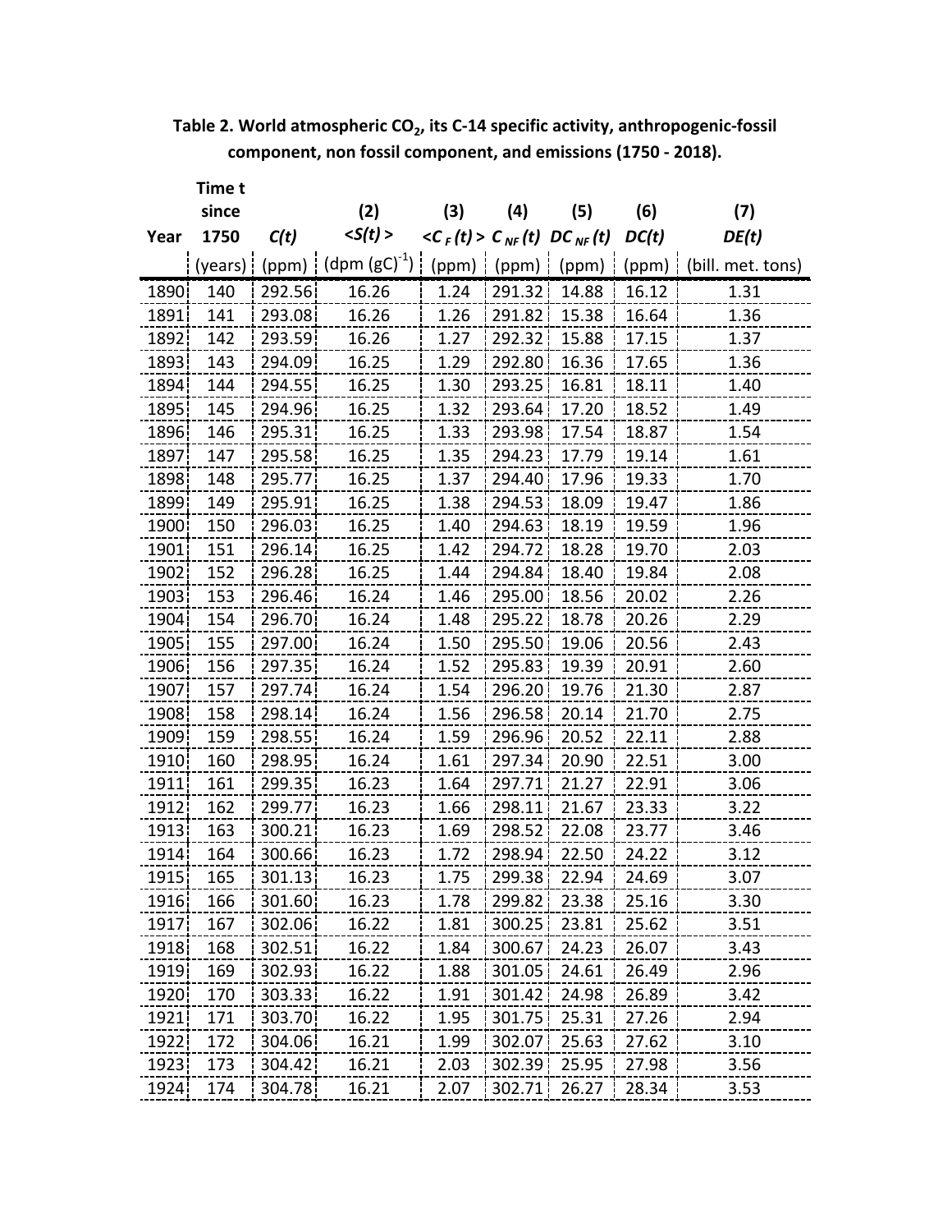**Table 2. World atmospheric $CO_2$, its C-14 specific activity, anthropogenic-fossil component, non fossil component, and emissions (1750 - 2018).**

| Year | Time t since 1750 | $C(t)$ | (2) $<S(t)>$ | (3) $<C_F(t)>$ | (4) $C_{NF}(t)$ | (5) $DC_{NF}(t)$ | (6) $DC(t)$ | (7) $DE(t)$ |
|---|---|---|---|---|---|---|---|---|
| | (years) | (ppm) | (dpm $(gC)^{-1}$) | (ppm) | (ppm) | (ppm) | (ppm) | (bill. met. tons) |
| 1890 | 140 | 292.56 | 16.26 | 1.24 | 291.32 | 14.88 | 16.12 | 1.31 |
| 1891 | 141 | 293.08 | 16.26 | 1.26 | 291.82 | 15.38 | 16.64 | 1.36 |
| 1892 | 142 | 293.59 | 16.26 | 1.27 | 292.32 | 15.88 | 17.15 | 1.37 |
| 1893 | 143 | 294.09 | 16.25 | 1.29 | 292.80 | 16.36 | 17.65 | 1.36 |
| 1894 | 144 | 294.55 | 16.25 | 1.30 | 293.25 | 16.81 | 18.11 | 1.40 |
| 1895 | 145 | 294.96 | 16.25 | 1.32 | 293.64 | 17.20 | 18.52 | 1.49 |
| 1896 | 146 | 295.31 | 16.25 | 1.33 | 293.98 | 17.54 | 18.87 | 1.54 |
| 1897 | 147 | 295.58 | 16.25 | 1.35 | 294.23 | 17.79 | 19.14 | 1.61 |
| 1898 | 148 | 295.77 | 16.25 | 1.37 | 294.40 | 17.96 | 19.33 | 1.70 |
| 1899 | 149 | 295.91 | 16.25 | 1.38 | 294.53 | 18.09 | 19.47 | 1.86 |
| 1900 | 150 | 296.03 | 16.25 | 1.40 | 294.63 | 18.19 | 19.59 | 1.96 |
| 1901 | 151 | 296.14 | 16.25 | 1.42 | 294.72 | 18.28 | 19.70 | 2.03 |
| 1902 | 152 | 296.28 | 16.25 | 1.44 | 294.84 | 18.40 | 19.84 | 2.08 |
| 1903 | 153 | 296.46 | 16.24 | 1.46 | 295.00 | 18.56 | 20.02 | 2.26 |
| 1904 | 154 | 296.70 | 16.24 | 1.48 | 295.22 | 18.78 | 20.26 | 2.29 |
| 1905 | 155 | 297.00 | 16.24 | 1.50 | 295.50 | 19.06 | 20.56 | 2.43 |
| 1906 | 156 | 297.35 | 16.24 | 1.52 | 295.83 | 19.39 | 20.91 | 2.60 |
| 1907 | 157 | 297.74 | 16.24 | 1.54 | 296.20 | 19.76 | 21.30 | 2.87 |
| 1908 | 158 | 298.14 | 16.24 | 1.56 | 296.58 | 20.14 | 21.70 | 2.75 |
| 1909 | 159 | 298.55 | 16.24 | 1.59 | 296.96 | 20.52 | 22.11 | 2.88 |
| 1910 | 160 | 298.95 | 16.24 | 1.61 | 297.34 | 20.90 | 22.51 | 3.00 |
| 1911 | 161 | 299.35 | 16.23 | 1.64 | 297.71 | 21.27 | 22.91 | 3.06 |
| 1912 | 162 | 299.77 | 16.23 | 1.66 | 298.11 | 21.67 | 23.33 | 3.22 |
| 1913 | 163 | 300.21 | 16.23 | 1.69 | 298.52 | 22.08 | 23.77 | 3.46 |
| 1914 | 164 | 300.66 | 16.23 | 1.72 | 298.94 | 22.50 | 24.22 | 3.12 |
| 1915 | 165 | 301.13 | 16.23 | 1.75 | 299.38 | 22.94 | 24.69 | 3.07 |
| 1916 | 166 | 301.60 | 16.23 | 1.78 | 299.82 | 23.38 | 25.16 | 3.30 |
| 1917 | 167 | 302.06 | 16.22 | 1.81 | 300.25 | 23.81 | 25.62 | 3.51 |
| 1918 | 168 | 302.51 | 16.22 | 1.84 | 300.67 | 24.23 | 26.07 | 3.43 |
| 1919 | 169 | 302.93 | 16.22 | 1.88 | 301.05 | 24.61 | 26.49 | 2.96 |
| 1920 | 170 | 303.33 | 16.22 | 1.91 | 301.42 | 24.98 | 26.89 | 3.42 |
| 1921 | 171 | 303.70 | 16.22 | 1.95 | 301.75 | 25.31 | 27.26 | 2.94 |
| 1922 | 172 | 304.06 | 16.21 | 1.99 | 302.07 | 25.63 | 27.62 | 3.10 |
| 1923 | 173 | 304.42 | 16.21 | 2.03 | 302.39 | 25.95 | 27.98 | 3.56 |
| 1924 | 174 | 304.78 | 16.21 | 2.07 | 302.71 | 26.27 | 28.34 | 3.53 |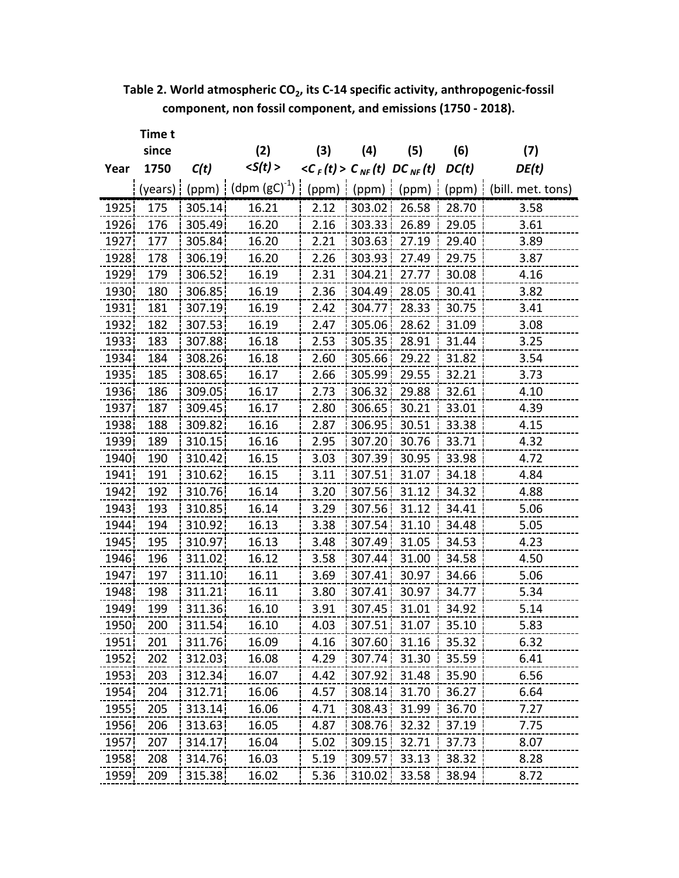**Table 2. World atmospheric $CO_2$, its C-14 specific activity, anthropogenic-fossil component, non fossil component, and emissions (1750 - 2018).**

| Year | Time t since 1750 | $C(t)$ | (2) $<S(t)>$ | (3) $<C_F(t)>$ | (4) $C_{NF}(t)$ | (5) $DC_{NF}(t)$ | (6) $DC(t)$ | (7) $DE(t)$ |
|---|---|---|---|---|---|---|---|---|
| | (years) | (ppm) | (dpm (gC)$^{-1}$) | (ppm) | (ppm) | (ppm) | (ppm) | (bill. met. tons) |
| 1925 | 175 | 305.14 | 16.21 | 2.12 | 303.02 | 26.58 | 28.70 | 3.58 |
| 1926 | 176 | 305.49 | 16.20 | 2.16 | 303.33 | 26.89 | 29.05 | 3.61 |
| 1927 | 177 | 305.84 | 16.20 | 2.21 | 303.63 | 27.19 | 29.40 | 3.89 |
| 1928 | 178 | 306.19 | 16.20 | 2.26 | 303.93 | 27.49 | 29.75 | 3.87 |
| 1929 | 179 | 306.52 | 16.19 | 2.31 | 304.21 | 27.77 | 30.08 | 4.16 |
| 1930 | 180 | 306.85 | 16.19 | 2.36 | 304.49 | 28.05 | 30.41 | 3.82 |
| 1931 | 181 | 307.19 | 16.19 | 2.42 | 304.77 | 28.33 | 30.75 | 3.41 |
| 1932 | 182 | 307.53 | 16.19 | 2.47 | 305.06 | 28.62 | 31.09 | 3.08 |
| 1933 | 183 | 307.88 | 16.18 | 2.53 | 305.35 | 28.91 | 31.44 | 3.25 |
| 1934 | 184 | 308.26 | 16.18 | 2.60 | 305.66 | 29.22 | 31.82 | 3.54 |
| 1935 | 185 | 308.65 | 16.17 | 2.66 | 305.99 | 29.55 | 32.21 | 3.73 |
| 1936 | 186 | 309.05 | 16.17 | 2.73 | 306.32 | 29.88 | 32.61 | 4.10 |
| 1937 | 187 | 309.45 | 16.17 | 2.80 | 306.65 | 30.21 | 33.01 | 4.39 |
| 1938 | 188 | 309.82 | 16.16 | 2.87 | 306.95 | 30.51 | 33.38 | 4.15 |
| 1939 | 189 | 310.15 | 16.16 | 2.95 | 307.20 | 30.76 | 33.71 | 4.32 |
| 1940 | 190 | 310.42 | 16.15 | 3.03 | 307.39 | 30.95 | 33.98 | 4.72 |
| 1941 | 191 | 310.62 | 16.15 | 3.11 | 307.51 | 31.07 | 34.18 | 4.84 |
| 1942 | 192 | 310.76 | 16.14 | 3.20 | 307.56 | 31.12 | 34.32 | 4.88 |
| 1943 | 193 | 310.85 | 16.14 | 3.29 | 307.56 | 31.12 | 34.41 | 5.06 |
| 1944 | 194 | 310.92 | 16.13 | 3.38 | 307.54 | 31.10 | 34.48 | 5.05 |
| 1945 | 195 | 310.97 | 16.13 | 3.48 | 307.49 | 31.05 | 34.53 | 4.23 |
| 1946 | 196 | 311.02 | 16.12 | 3.58 | 307.44 | 31.00 | 34.58 | 4.50 |
| 1947 | 197 | 311.10 | 16.11 | 3.69 | 307.41 | 30.97 | 34.66 | 5.06 |
| 1948 | 198 | 311.21 | 16.11 | 3.80 | 307.41 | 30.97 | 34.77 | 5.34 |
| 1949 | 199 | 311.36 | 16.10 | 3.91 | 307.45 | 31.01 | 34.92 | 5.14 |
| 1950 | 200 | 311.54 | 16.10 | 4.03 | 307.51 | 31.07 | 35.10 | 5.83 |
| 1951 | 201 | 311.76 | 16.09 | 4.16 | 307.60 | 31.16 | 35.32 | 6.32 |
| 1952 | 202 | 312.03 | 16.08 | 4.29 | 307.74 | 31.30 | 35.59 | 6.41 |
| 1953 | 203 | 312.34 | 16.07 | 4.42 | 307.92 | 31.48 | 35.90 | 6.56 |
| 1954 | 204 | 312.71 | 16.06 | 4.57 | 308.14 | 31.70 | 36.27 | 6.64 |
| 1955 | 205 | 313.14 | 16.06 | 4.71 | 308.43 | 31.99 | 36.70 | 7.27 |
| 1956 | 206 | 313.63 | 16.05 | 4.87 | 308.76 | 32.32 | 37.19 | 7.75 |
| 1957 | 207 | 314.17 | 16.04 | 5.02 | 309.15 | 32.71 | 37.73 | 8.07 |
| 1958 | 208 | 314.76 | 16.03 | 5.19 | 309.57 | 33.13 | 38.32 | 8.28 |
| 1959 | 209 | 315.38 | 16.02 | 5.36 | 310.02 | 33.58 | 38.94 | 8.72 |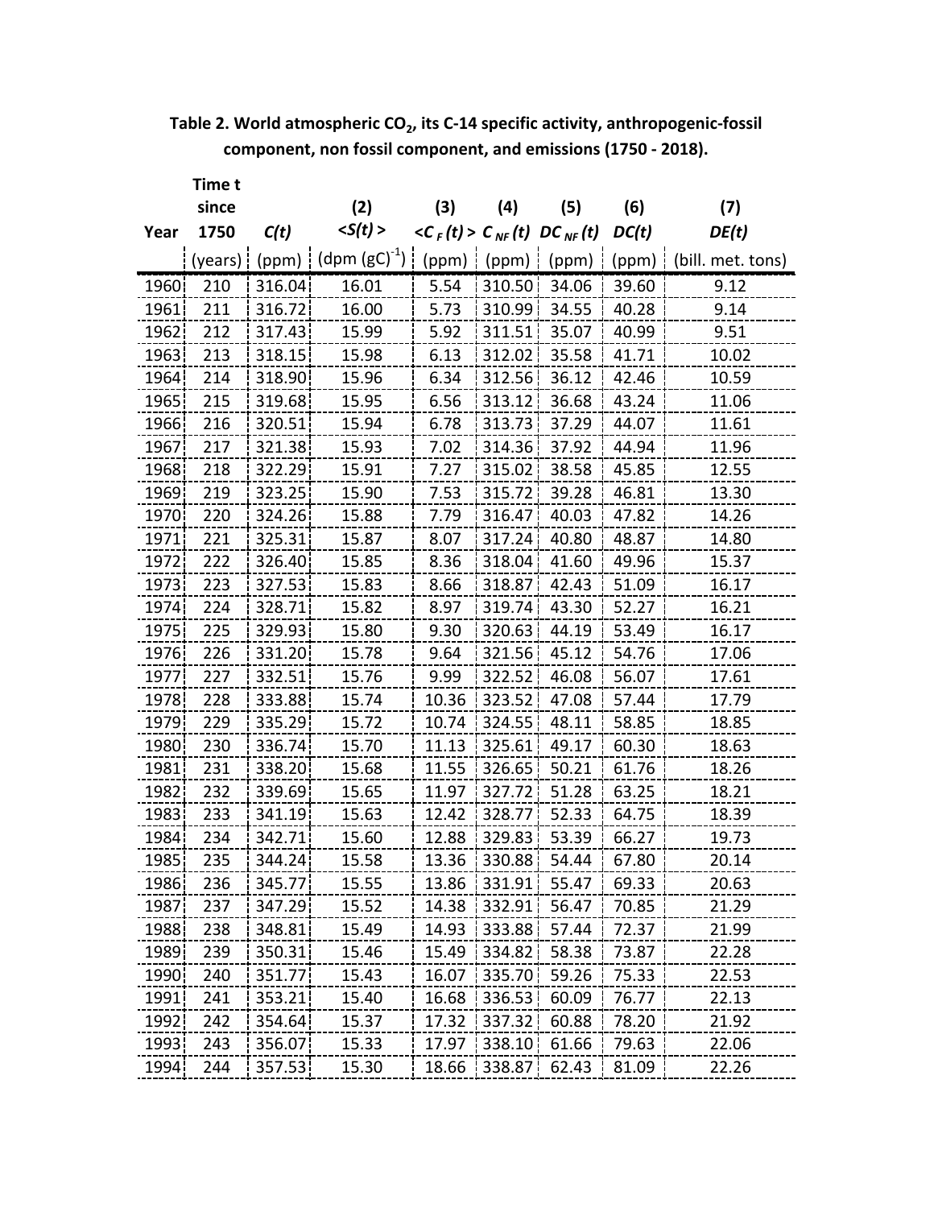**Table 2. World atmospheric $CO_2$, its C-14 specific activity, anthropogenic-fossil component, non fossil component, and emissions (1750 - 2018).**

| Year | Time t since 1750 | $C(t)$ | (2) $<S(t)>$ | (3) $<C_F(t)>$ | (4) $C_{NF}(t)$ | (5) $DC_{NF}(t)$ | (6) $DC(t)$ | (7) $DE(t)$ |
|---|---|---|---|---|---|---|---|---|
| | (years) | (ppm) | (dpm $(gC)^{-1}$) | (ppm) | (ppm) | (ppm) | (ppm) | (bill. met. tons) |
| 1960 | 210 | 316.04 | 16.01 | 5.54 | 310.50 | 34.06 | 39.60 | 9.12 |
| 1961 | 211 | 316.72 | 16.00 | 5.73 | 310.99 | 34.55 | 40.28 | 9.14 |
| 1962 | 212 | 317.43 | 15.99 | 5.92 | 311.51 | 35.07 | 40.99 | 9.51 |
| 1963 | 213 | 318.15 | 15.98 | 6.13 | 312.02 | 35.58 | 41.71 | 10.02 |
| 1964 | 214 | 318.90 | 15.96 | 6.34 | 312.56 | 36.12 | 42.46 | 10.59 |
| 1965 | 215 | 319.68 | 15.95 | 6.56 | 313.12 | 36.68 | 43.24 | 11.06 |
| 1966 | 216 | 320.51 | 15.94 | 6.78 | 313.73 | 37.29 | 44.07 | 11.61 |
| 1967 | 217 | 321.38 | 15.93 | 7.02 | 314.36 | 37.92 | 44.94 | 11.96 |
| 1968 | 218 | 322.29 | 15.91 | 7.27 | 315.02 | 38.58 | 45.85 | 12.55 |
| 1969 | 219 | 323.25 | 15.90 | 7.53 | 315.72 | 39.28 | 46.81 | 13.30 |
| 1970 | 220 | 324.26 | 15.88 | 7.79 | 316.47 | 40.03 | 47.82 | 14.26 |
| 1971 | 221 | 325.31 | 15.87 | 8.07 | 317.24 | 40.80 | 48.87 | 14.80 |
| 1972 | 222 | 326.40 | 15.85 | 8.36 | 318.04 | 41.60 | 49.96 | 15.37 |
| 1973 | 223 | 327.53 | 15.83 | 8.66 | 318.87 | 42.43 | 51.09 | 16.17 |
| 1974 | 224 | 328.71 | 15.82 | 8.97 | 319.74 | 43.30 | 52.27 | 16.21 |
| 1975 | 225 | 329.93 | 15.80 | 9.30 | 320.63 | 44.19 | 53.49 | 16.17 |
| 1976 | 226 | 331.20 | 15.78 | 9.64 | 321.56 | 45.12 | 54.76 | 17.06 |
| 1977 | 227 | 332.51 | 15.76 | 9.99 | 322.52 | 46.08 | 56.07 | 17.61 |
| 1978 | 228 | 333.88 | 15.74 | 10.36 | 323.52 | 47.08 | 57.44 | 17.79 |
| 1979 | 229 | 335.29 | 15.72 | 10.74 | 324.55 | 48.11 | 58.85 | 18.85 |
| 1980 | 230 | 336.74 | 15.70 | 11.13 | 325.61 | 49.17 | 60.30 | 18.63 |
| 1981 | 231 | 338.20 | 15.68 | 11.55 | 326.65 | 50.21 | 61.76 | 18.26 |
| 1982 | 232 | 339.69 | 15.65 | 11.97 | 327.72 | 51.28 | 63.25 | 18.21 |
| 1983 | 233 | 341.19 | 15.63 | 12.42 | 328.77 | 52.33 | 64.75 | 18.39 |
| 1984 | 234 | 342.71 | 15.60 | 12.88 | 329.83 | 53.39 | 66.27 | 19.73 |
| 1985 | 235 | 344.24 | 15.58 | 13.36 | 330.88 | 54.44 | 67.80 | 20.14 |
| 1986 | 236 | 345.77 | 15.55 | 13.86 | 331.91 | 55.47 | 69.33 | 20.63 |
| 1987 | 237 | 347.29 | 15.52 | 14.38 | 332.91 | 56.47 | 70.85 | 21.29 |
| 1988 | 238 | 348.81 | 15.49 | 14.93 | 333.88 | 57.44 | 72.37 | 21.99 |
| 1989 | 239 | 350.31 | 15.46 | 15.49 | 334.82 | 58.38 | 73.87 | 22.28 |
| 1990 | 240 | 351.77 | 15.43 | 16.07 | 335.70 | 59.26 | 75.33 | 22.53 |
| 1991 | 241 | 353.21 | 15.40 | 16.68 | 336.53 | 60.09 | 76.77 | 22.13 |
| 1992 | 242 | 354.64 | 15.37 | 17.32 | 337.32 | 60.88 | 78.20 | 21.92 |
| 1993 | 243 | 356.07 | 15.33 | 17.97 | 338.10 | 61.66 | 79.63 | 22.06 |
| 1994 | 244 | 357.53 | 15.30 | 18.66 | 338.87 | 62.43 | 81.09 | 22.26 |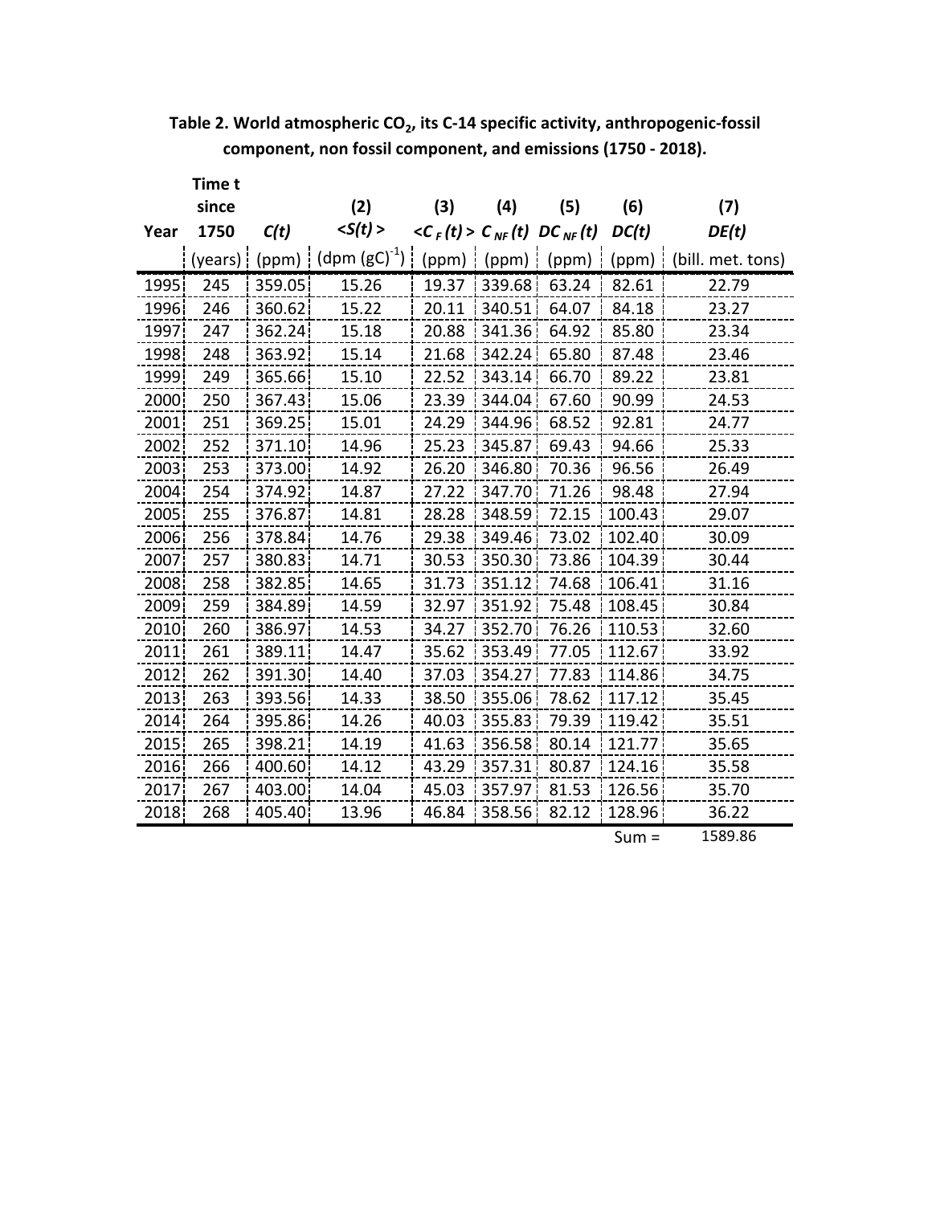**Table 2. World atmospheric $CO_2$, its C-14 specific activity, anthropogenic-fossil component, non fossil component, and emissions (1750 - 2018).**

| Year | Time t since 1750 | $C(t)$ | (2) $<S(t)>$ | (3) $<C_F(t)>$ | (4) $C_{NF}(t)$ | (5) $DC_{NF}(t)$ | (6) $DC(t)$ | (7) $DE(t)$ |
|---|---|---|---|---|---|---|---|---|
| | (years) | (ppm) | (dpm $(gC)^{-1}$) | (ppm) | (ppm) | (ppm) | (ppm) | (bill. met. tons) |
| 1995 | 245 | 359.05 | 15.26 | 19.37 | 339.68 | 63.24 | 82.61 | 22.79 |
| 1996 | 246 | 360.62 | 15.22 | 20.11 | 340.51 | 64.07 | 84.18 | 23.27 |
| 1997 | 247 | 362.24 | 15.18 | 20.88 | 341.36 | 64.92 | 85.80 | 23.34 |
| 1998 | 248 | 363.92 | 15.14 | 21.68 | 342.24 | 65.80 | 87.48 | 23.46 |
| 1999 | 249 | 365.66 | 15.10 | 22.52 | 343.14 | 66.70 | 89.22 | 23.81 |
| 2000 | 250 | 367.43 | 15.06 | 23.39 | 344.04 | 67.60 | 90.99 | 24.53 |
| 2001 | 251 | 369.25 | 15.01 | 24.29 | 344.96 | 68.52 | 92.81 | 24.77 |
| 2002 | 252 | 371.10 | 14.96 | 25.23 | 345.87 | 69.43 | 94.66 | 25.33 |
| 2003 | 253 | 373.00 | 14.92 | 26.20 | 346.80 | 70.36 | 96.56 | 26.49 |
| 2004 | 254 | 374.92 | 14.87 | 27.22 | 347.70 | 71.26 | 98.48 | 27.94 |
| 2005 | 255 | 376.87 | 14.81 | 28.28 | 348.59 | 72.15 | 100.43 | 29.07 |
| 2006 | 256 | 378.84 | 14.76 | 29.38 | 349.46 | 73.02 | 102.40 | 30.09 |
| 2007 | 257 | 380.83 | 14.71 | 30.53 | 350.30 | 73.86 | 104.39 | 30.44 |
| 2008 | 258 | 382.85 | 14.65 | 31.73 | 351.12 | 74.68 | 106.41 | 31.16 |
| 2009 | 259 | 384.89 | 14.59 | 32.97 | 351.92 | 75.48 | 108.45 | 30.84 |
| 2010 | 260 | 386.97 | 14.53 | 34.27 | 352.70 | 76.26 | 110.53 | 32.60 |
| 2011 | 261 | 389.11 | 14.47 | 35.62 | 353.49 | 77.05 | 112.67 | 33.92 |
| 2012 | 262 | 391.30 | 14.40 | 37.03 | 354.27 | 77.83 | 114.86 | 34.75 |
| 2013 | 263 | 393.56 | 14.33 | 38.50 | 355.06 | 78.62 | 117.12 | 35.45 |
| 2014 | 264 | 395.86 | 14.26 | 40.03 | 355.83 | 79.39 | 119.42 | 35.51 |
| 2015 | 265 | 398.21 | 14.19 | 41.63 | 356.58 | 80.14 | 121.77 | 35.65 |
| 2016 | 266 | 400.60 | 14.12 | 43.29 | 357.31 | 80.87 | 124.16 | 35.58 |
| 2017 | 267 | 403.00 | 14.04 | 45.03 | 357.97 | 81.53 | 126.56 | 35.70 |
| 2018 | 268 | 405.40 | 13.96 | 46.84 | 358.56 | 82.12 | 128.96 | 36.22 |
| | | | | | | | Sum = | 1589.86 |